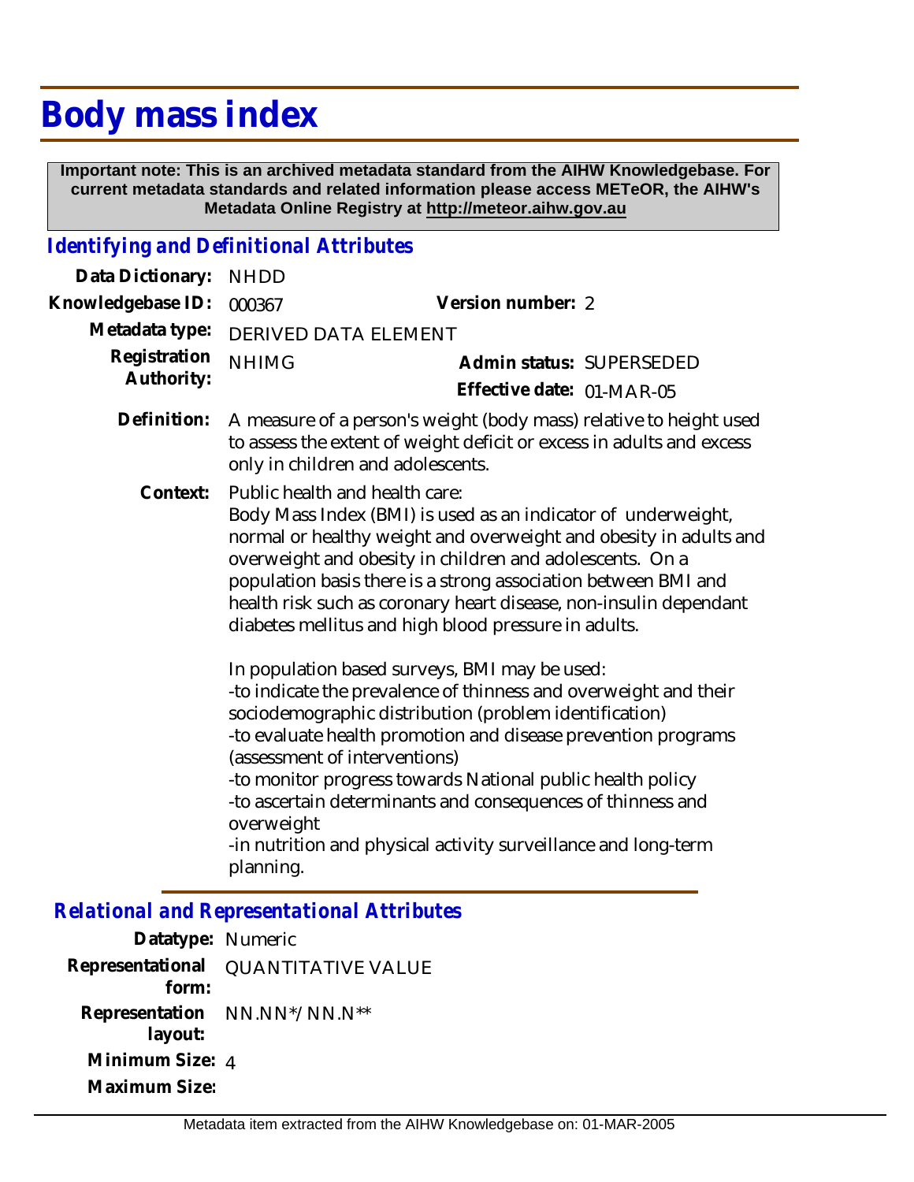# Body mass index

**Important note: This is an archived metadata standard from the AIHW Knowledgebase. For current metadata standards and related information please access METeOR, the AIHW's Metadata Online Registry at http://meteor.aihw.gov.au**

## *Identifying and Definitional Attributes*

**Data Dictionary:** NHDD

**Knowledgebase ID:** 000367 **Version number:** 2

**Metadata type:** DERIVED DATA ELEMENT

**Registration Authority:** NHIMG **Admin status:** SUPERSEDED

**Effective date:** 01-MAR-05

**Definition:** A measure of a person's weight (body mass) relative to height used to assess the extent of weight deficit or excess in adults and excess only in children and adolescents.

**Context:** Public health and health care:
Body Mass Index (BMI) is used as an indicator of underweight, normal or healthy weight and overweight and obesity in adults and overweight and obesity in children and adolescents. On a population basis there is a strong association between BMI and health risk such as coronary heart disease, non-insulin dependant diabetes mellitus and high blood pressure in adults.

In population based surveys, BMI may be used:
-to indicate the prevalence of thinness and overweight and their sociodemographic distribution (problem identification)
-to evaluate health promotion and disease prevention programs (assessment of interventions)
-to monitor progress towards National public health policy
-to ascertain determinants and consequences of thinness and overweight
-in nutrition and physical activity surveillance and long-term planning.

## *Relational and Representational Attributes*

**Datatype:** Numeric

**Representational form:** QUANTITATIVE VALUE

**Representation layout:** NN.NN*/NN.N**

**Minimum Size:** 4

**Maximum Size:**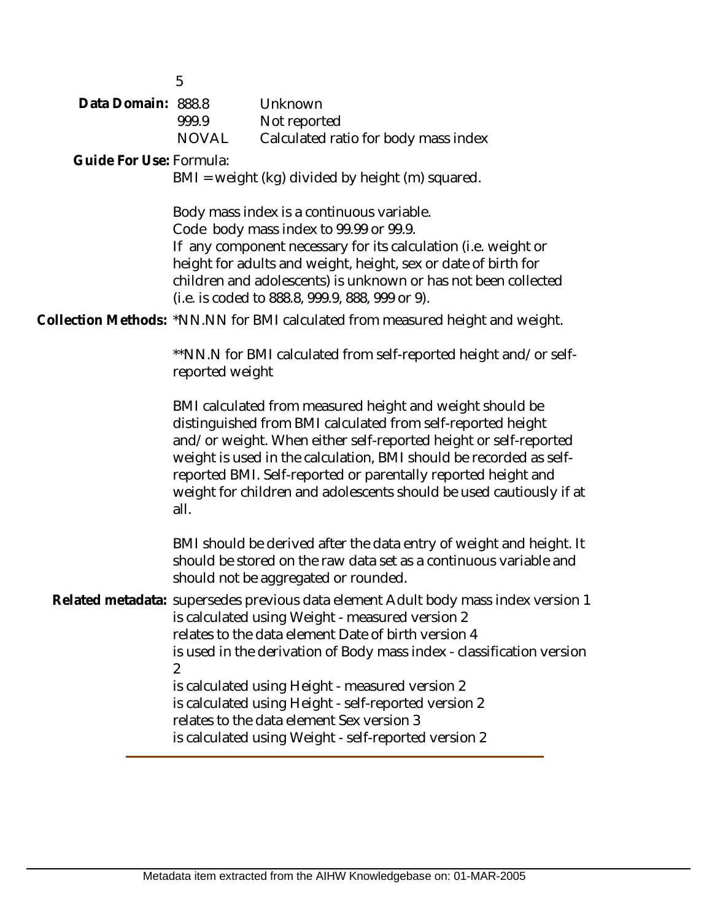5

**Data Domain:**

| | |
|---|---|
| 888.8 | Unknown |
| 999.9 | Not reported |
| NOVAL | Calculated ratio for body mass index |

**Guide For Use:** Formula:

BMI = weight (kg) divided by height (m) squared.

Body mass index is a continuous variable.
Code body mass index to 99.99 or 99.9.
If any component necessary for its calculation (i.e. weight or height for adults and weight, height, sex or date of birth for children and adolescents) is unknown or has not been collected (i.e. is coded to 888.8, 999.9, 888, 999 or 9).

**Collection Methods:** *NN.NN for BMI calculated from measured height and weight.

**NN.N for BMI calculated from self-reported height and/or self-reported weight

BMI calculated from measured height and weight should be distinguished from BMI calculated from self-reported height and/or weight. When either self-reported height or self-reported weight is used in the calculation, BMI should be recorded as self-reported BMI. Self-reported or parentally reported height and weight for children and adolescents should be used cautiously if at all.

BMI should be derived after the data entry of weight and height. It should be stored on the raw data set as a continuous variable and should not be aggregated or rounded.

**Related metadata:** supersedes previous data element Adult body mass index version 1
is calculated using Weight - measured version 2
relates to the data element Date of birth version 4
is used in the derivation of Body mass index - classification version 2
is calculated using Height - measured version 2
is calculated using Height - self-reported version 2
relates to the data element Sex version 3
is calculated using Weight - self-reported version 2

Metadata item extracted from the AIHW Knowledgebase on: 01-MAR-2005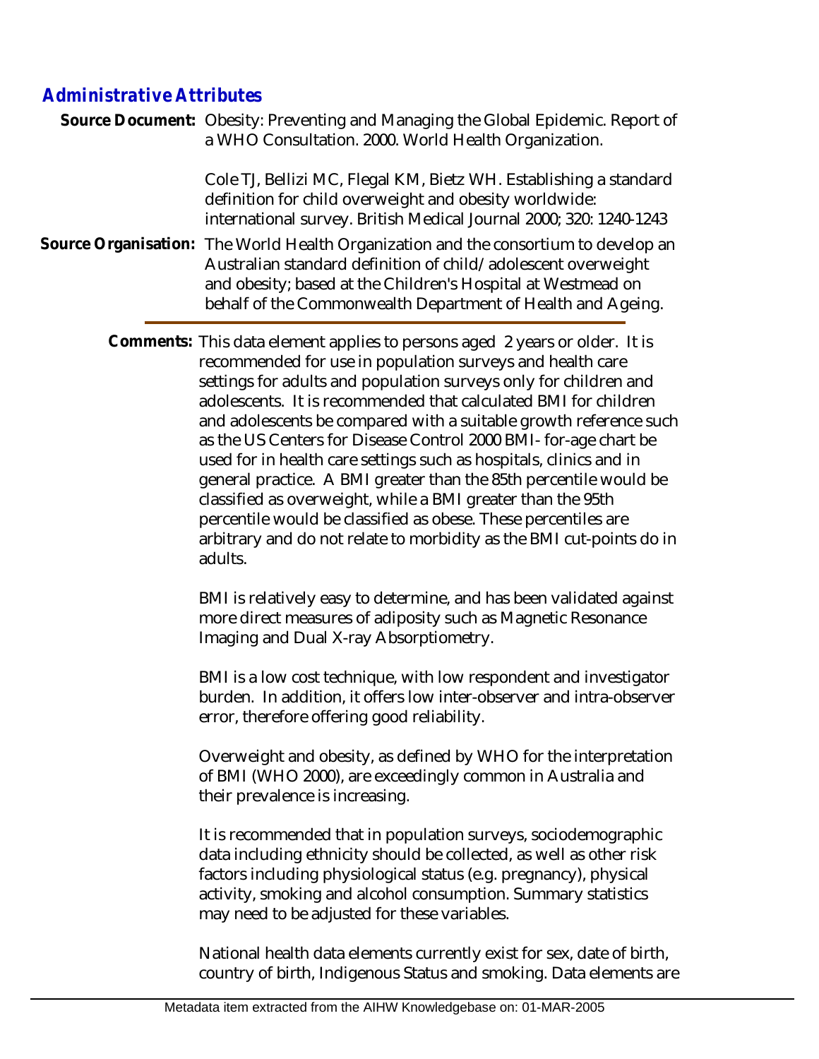## *Administrative Attributes*

**Source Document:** Obesity: Preventing and Managing the Global Epidemic. Report of a WHO Consultation. 2000. World Health Organization.

Cole TJ, Bellizi MC, Flegal KM, Bietz WH. Establishing a standard definition for child overweight and obesity worldwide: international survey. British Medical Journal 2000; 320: 1240-1243

**Source Organisation:** The World Health Organization and the consortium to develop an Australian standard definition of child/adolescent overweight and obesity; based at the Children's Hospital at Westmead on behalf of the Commonwealth Department of Health and Ageing.

---

**Comments:** This data element applies to persons aged 2 years or older. It is recommended for use in population surveys and health care settings for adults and population surveys only for children and adolescents. It is recommended that calculated BMI for children and adolescents be compared with a suitable growth reference such as the US Centers for Disease Control 2000 BMI- for-age chart be used for in health care settings such as hospitals, clinics and in general practice. A BMI greater than the 85th percentile would be classified as overweight, while a BMI greater than the 95th percentile would be classified as obese. These percentiles are arbitrary and do not relate to morbidity as the BMI cut-points do in adults.

BMI is relatively easy to determine, and has been validated against more direct measures of adiposity such as Magnetic Resonance Imaging and Dual X-ray Absorptiometry.

BMI is a low cost technique, with low respondent and investigator burden. In addition, it offers low inter-observer and intra-observer error, therefore offering good reliability.

Overweight and obesity, as defined by WHO for the interpretation of BMI (WHO 2000), are exceedingly common in Australia and their prevalence is increasing.

It is recommended that in population surveys, sociodemographic data including ethnicity should be collected, as well as other risk factors including physiological status (e.g. pregnancy), physical activity, smoking and alcohol consumption. Summary statistics may need to be adjusted for these variables.

National health data elements currently exist for sex, date of birth, country of birth, Indigenous Status and smoking. Data elements are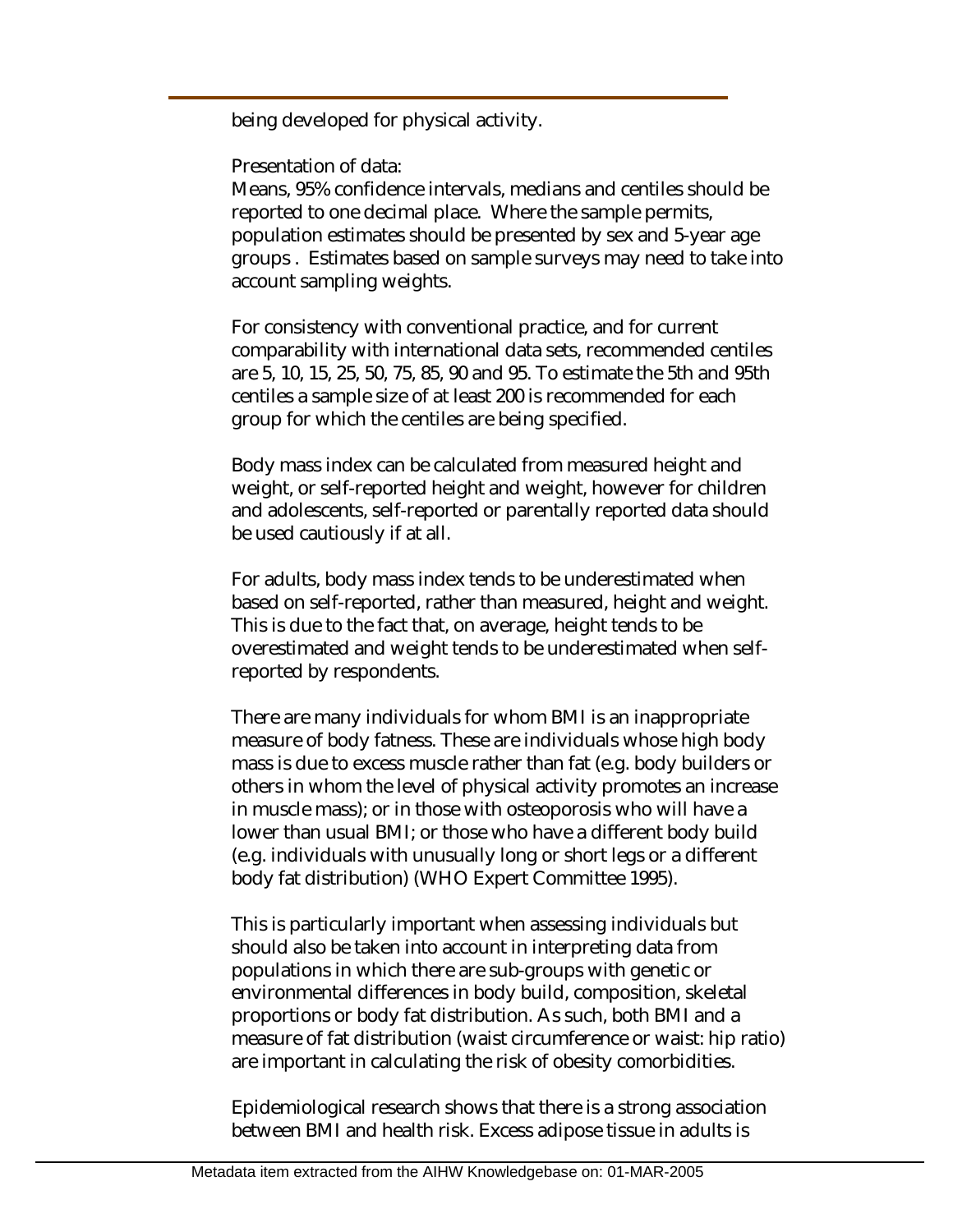being developed for physical activity.

Presentation of data:
Means, 95% confidence intervals, medians and centiles should be reported to one decimal place. Where the sample permits, population estimates should be presented by sex and 5-year age groups . Estimates based on sample surveys may need to take into account sampling weights.

For consistency with conventional practice, and for current comparability with international data sets, recommended centiles are 5, 10, 15, 25, 50, 75, 85, 90 and 95. To estimate the 5th and 95th centiles a sample size of at least 200 is recommended for each group for which the centiles are being specified.

Body mass index can be calculated from measured height and weight, or self-reported height and weight, however for children and adolescents, self-reported or parentally reported data should be used cautiously if at all.

For adults, body mass index tends to be underestimated when based on self-reported, rather than measured, height and weight. This is due to the fact that, on average, height tends to be overestimated and weight tends to be underestimated when self-reported by respondents.

There are many individuals for whom BMI is an inappropriate measure of body fatness. These are individuals whose high body mass is due to excess muscle rather than fat (e.g. body builders or others in whom the level of physical activity promotes an increase in muscle mass); or in those with osteoporosis who will have a lower than usual BMI; or those who have a different body build (e.g. individuals with unusually long or short legs or a different body fat distribution) (WHO Expert Committee 1995).

This is particularly important when assessing individuals but should also be taken into account in interpreting data from populations in which there are sub-groups with genetic or environmental differences in body build, composition, skeletal proportions or body fat distribution. As such, both BMI and a measure of fat distribution (waist circumference or waist: hip ratio) are important in calculating the risk of obesity comorbidities.

Epidemiological research shows that there is a strong association between BMI and health risk. Excess adipose tissue in adults is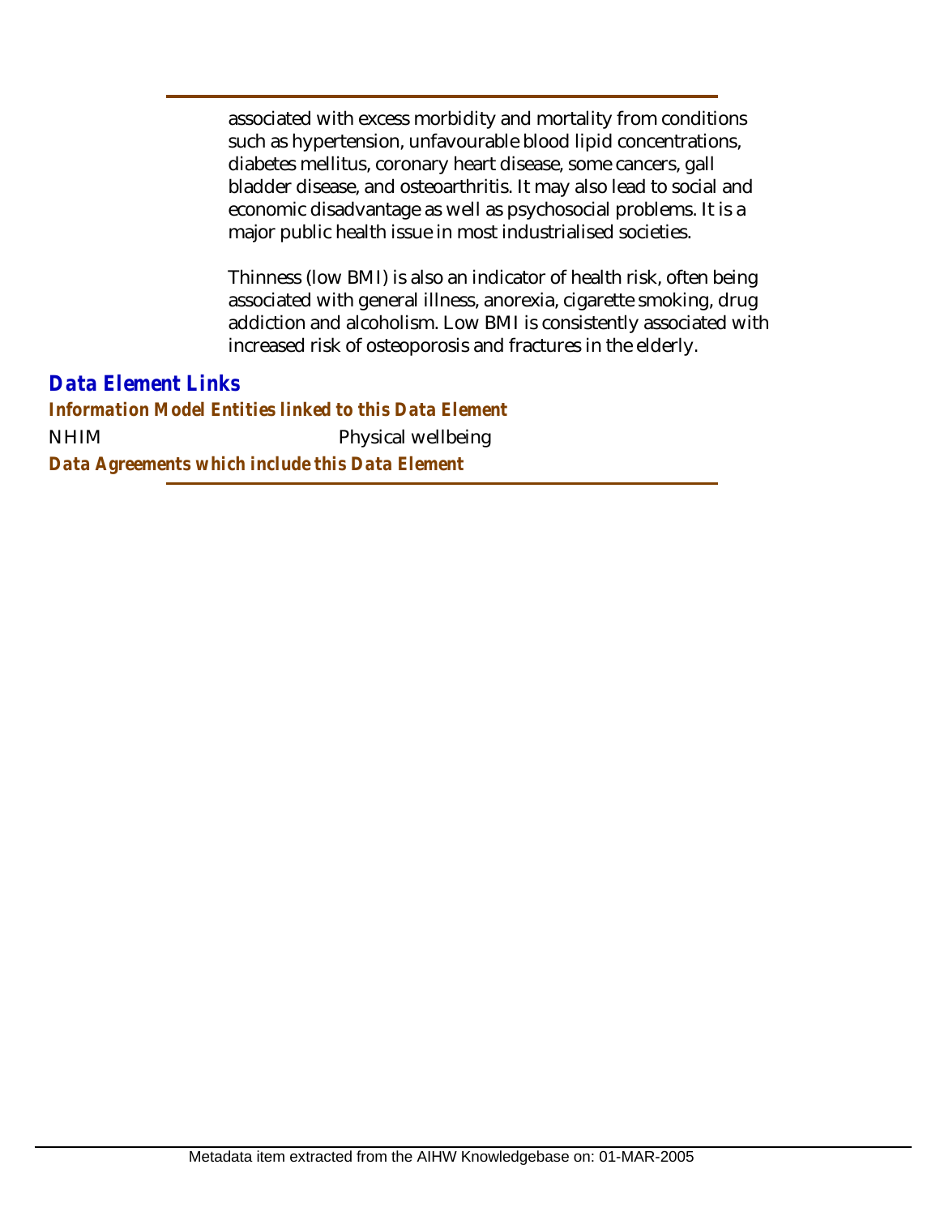associated with excess morbidity and mortality from conditions such as hypertension, unfavourable blood lipid concentrations, diabetes mellitus, coronary heart disease, some cancers, gall bladder disease, and osteoarthritis. It may also lead to social and economic disadvantage as well as psychosocial problems. It is a major public health issue in most industrialised societies.

Thinness (low BMI) is also an indicator of health risk, often being associated with general illness, anorexia, cigarette smoking, drug addiction and alcoholism. Low BMI is consistently associated with increased risk of osteoporosis and fractures in the elderly.

## Data Element Links

***Information Model Entities linked to this Data Element***

NHIM Physical wellbeing

***Data Agreements which include this Data Element***